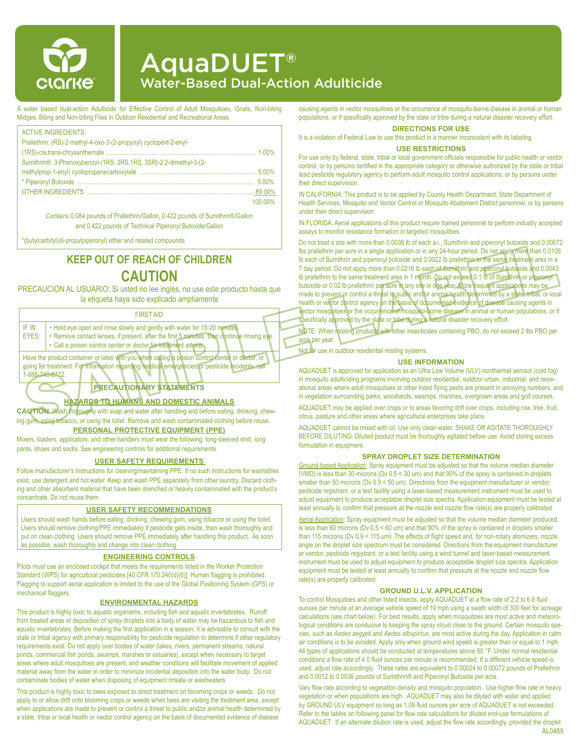clarke

# AquaDUET®

## Water-Based Dual-Action Adulticide

A water based dual-action Adulticide for Effective Control of Adult Mosquitoes, Gnats, Non-biting Midges, Biting and Non-biting Flies in Outdoor Residential and Recreational Areas.

| ACTIVE INGREDIENTS: | |
|---|---|
| Prallethrin: (RS)-2-methyl-4-oxo-3-(2-propynyl) cyclopent-2-enyl-(1RS)-cis,trans-chrysanthemate | 1.00% |
| Sumithrin®: 3-Phenoxybenzyl-(1RS, 3RS,1RS, 3SR)-2,2-dimethyl-3-(2-methylprop-1-enyl) cyclopropanecarboxylate | 5.00% |
| * Piperonyl Butoxide | 5.00% |
| OTHER INGREDIENTS | 89.00% |
| | 100.00% |

Contains 0.084 pounds of Prallethrin/Gallon, 0.422 pounds of Sumithrin®/Gallon and 0.422 pounds of Technical Piperonyl Butoxide/Gallon

*(butylcarbityl)(6-propylpiperonyl) ether and related compounds

## KEEP OUT OF REACH OF CHILDREN

## CAUTION

PRECAUCION AL USUARIO: Si usted no lee inglés, no use este producto hasta que la etiqueta haya sido explicado ampliamente

| FIRST AID | |
|---|---|
| IF IN EYES: | • Hold eye open and rinse slowly and gently with water for 15-20 minutes.<br>• Remove contact lenses, if present, after the first 5 minutes, then continue rinsing eye.<br>• Call a poison control center or doctor for treatment advice. |
| Have the product container or label with you when calling a poison control center or doctor, or going for treatment. For information regarding medical emergencies or pesticide incidents, call 1-888-740-8712. | |

### PRECAUTIONARY STATEMENTS

#### HAZARDS TO HUMANS AND DOMESTIC ANIMALS

**CAUTION.** Wash thoroughly with soap and water after handling and before eating, drinking, chewing gum, using tobacco, or using the toilet. Remove and wash contaminated clothing before reuse.

#### PERSONAL PROTECTIVE EQUIPMENT (PPE)

Mixers, loaders, applicators, and other handlers must wear the following: long-sleeved shirt, long pants, shoes and socks. See engineering controls for additional requirements.

#### USER SAFETY REQUIREMENTS

Follow manufacturer's instructions for cleaning/maintaining PPE. If no such instructions for washables exist, use detergent and hot water. Keep and wash PPE separately from other laundry. Discard clothing and other absorbent material that have been drenched or heavily contaminated with the product's concentrate. Do not reuse them.

#### USER SAFETY RECOMMENDATIONS

Users should wash hands before eating, drinking, chewing gum, using tobacco or using the toilet. Users should remove clothing/PPE immediately if pesticide gets inside, then wash thoroughly and put on clean clothing. Users should remove PPE immediately after handling this product. As soon as possible, wash thoroughly and change into clean clothing.

#### ENGINEERING CONTROLS

Pilots must use an enclosed cockpit that meets the requirements listed in the Worker Protection Standard (WPS) for agricultural pesticides [40 CFR 170.240(d)(6)]. Human flagging is prohibited. Flagging to support aerial application is limited to the use of the Global Positioning System (GPS) or mechanical flaggers.

#### ENVIRONMENTAL HAZARDS

This product is highly toxic to aquatic organisms, including fish and aquatic invertebrates. Runoff from treated areas or deposition of spray droplets into a body of water may be hazardous to fish and aquatic invertebrates. Before making the first application in a season, it is advisable to consult with the state or tribal agency with primary responsibility for pesticide regulation to determine if other regulatory requirements exist. Do not apply over bodies of water (lakes, rivers, permanent streams, natural ponds, commercial fish ponds, swamps, marshes or estuaries), except when necessary to target areas where adult mosquitoes are present, and weather conditions will facilitate movement of applied material away from the water in order to minimize incidental deposition into the water body. Do not contaminate bodies of water when disposing of equipment rinsate or washwaters.

This product is highly toxic to bees exposed to direct treatment on blooming crops or weeds. Do not apply to or allow drift onto blooming crops or weeds when bees are visiting the treatment area, except when applications are made to prevent or control a threat to public and/or animal health determined by a state, tribal or local health or vector control agency on the basis of documented evidence of disease causing agents in vector mosquitoes or the occurrence of mosquito-borne disease in animal or human populations, or if specifically approved by the state or tribe during a natural disaster recovery effort.

### DIRECTIONS FOR USE

It is a violation of Federal Law to use this product in a manner inconsistent with its labeling.

#### USE RESTRICTIONS

For use only by federal, state, tribal or local government officials responsible for public health or vector control, or by persons certified in the appropriate category or otherwise authorized by the state or tribal lead pesticide regulatory agency to perform adult mosquito control applications, or by persons under their direct supervision.

IN CALIFORNIA: This product is to be applied by County Health Department, State Department of Health Services, Mosquito and Vector Control or Mosquito Abatement District personnel, or by persons under their direct supervision.

IN FLORIDA: Aerial applications of this product require trained personnel to perform industry accepted assays to monitor resistance formation in targeted mosquitoes.

Do not treat a site with more than 0.0036 lb of each a.i., Sumithrin and piperonyl butoxide and 0.00072 lbs prallethrin per acre in a single application or in any 24-hour period. Do not apply more than 0.0108 lb each of Sumithrin and piperonyl butoxide and 0.0022 lb prallethrin to the same treatment area in a 7 day period. Do not apply more than 0.0216 lb each of Sumithrin and piperonyl butoxide and 0.0043 lb prallethrin to the same treatment area in 1 month. Do not exceed 0.1 lb of Sumithrin or piperonyl butoxide or 0.02 lb prallethrin per acre in any site in one year. More frequent applications may be made to prevent or control a threat to public and/or animal health determined by a state, tribal, or local health or vector control agency on the basis of documented evidence of disease causing agents in vector mosquitoes or the occurrence of mosquito-borne disease in animal or human populations, or if specifically approved by the state or tribe during a natural disaster recovery effort.

NOTE: When rotating products with other insecticides containing PBO, do not exceed 2 lbs PBO per acre per year.

Not for use in outdoor residential misting systems.

#### USE INFORMATION

AQUADUET is approved for application as an Ultra Low Volume (ULV) nonthermal aerosol (cold fog) in mosquito adulticiding programs involving outdoor residential, outdoor urban, industrial, and recreational areas where adult mosquitoes or other listed flying pests are present in annoying numbers, and in vegetation surrounding parks, woodlands, swamps, marshes, overgrown areas and golf courses.

AQUADUET may be applied over crops or to areas favoring drift over crops, including row, tree, fruit, citrus, pasture and other areas where agricultural enterprises take place.

AQUADUET cannot be mixed with oil. Use only clean water. SHAKE OR AGITATE THOROUGHLY BEFORE DILUTING. Diluted product must be thoroughly agitated before use. Avoid storing excess formulation in equipment.

#### SPRAY DROPLET SIZE DETERMINATION

Ground-based Application: Spray equipment must be adjusted so that the volume median diameter (VMD) is less than 30 microns (Dv 0.5 < 30 um) and that 90% of the spray is contained in droplets smaller than 50 microns (Dv 0.9 < 50 um). Directions from the equipment manufacturer or vendor, pesticide registrant, or a test facility using a laser-based measurement instrument must be used to adjust equipment to produce acceptable droplet size spectra. Application equipment must be tested at least annually to confirm that pressure at the nozzle and nozzle flow rate(s) are properly calibrated.

Aerial Application: Spray equipment must be adjusted so that the volume median diameter produced is less than 60 microns (Dv 0.5 < 60 um) and that 90% of the spray is contained in droplets smaller than 115 microns (Dv 0.9 < 115 um). The effects of flight speed and, for non-rotary atomizers, nozzle angle on the droplet size spectrum must be considered. Directions from the equipment manufacturer or vendor, pesticide registrant, or a test facility using a wind tunnel and laser-based measurement instrument must be used to adjust equipment to produce acceptable droplet size spectra. Application equipment must be tested at least annually to confirm that pressure at the nozzle and nozzle flow rate(s) are properly calibrated.

#### GROUND U.L.V. APPLICATION

To control Mosquitoes and other listed insects, apply AQUADUET at a flow rate of 2.2 to 6.6 fluid ounces per minute at an average vehicle speed of 10 mph using a swath width of 300 feet for acreage calculations (see chart below). For best results, apply when mosquitoes are most active and meteorological conditions are conducive to keeping the spray cloud close to the ground. Certain mosquito species, such as *Aedes aegypti* and *Aedes albopictus*, are most active during the day. Application in calm air conditions is to be avoided. Apply only when ground wind speed is greater than or equal to 1 mph. All types of applications should be conducted at temperatures above 50 °F. Under normal residential conditions a flow rate of 4.0 fluid ounces per minute is recommended. If a different vehicle speed is used, adjust rate accordingly. These rates are equivalent to 0.00024 to 0.00072 pounds of Prallethrin and 0.0012 to 0.0036 pounds of Sumithrin® and Piperonyl Butoxide per acre.

Vary flow rate according to vegetation density and mosquito population. Use higher flow rate in heavy vegetation or when populations are high. AQUADUET may also be diluted with water and applied by GROUND ULV equipment so long as 1.09 fluid ounces per acre of AQUADUET is not exceeded. Refer to the tables on following panel for flow rate calculations for diluted end-use formulations of AQUADUET. If an alternate dilution rate is used, adjust the flow rate accordingly, provided the droplet

AL0489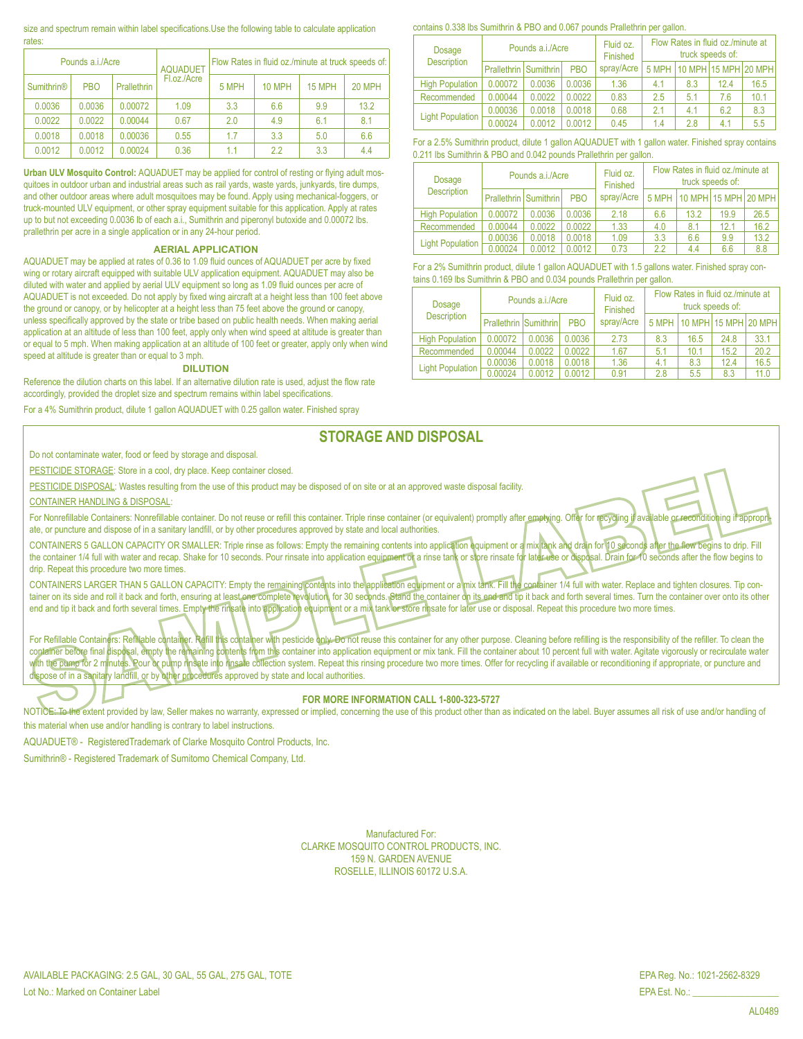size and spectrum remain within label specifications.Use the following table to calculate application rates:

| Pounds a.i./Acre | | | AQUADUET Fl.oz./Acre | Flow Rates in fluid oz./minute at truck speeds of: | | | |
|---|---|---|---|---|---|---|---|
| Sumithrin® | PBO | Prallethrin | | 5 MPH | 10 MPH | 15 MPH | 20 MPH |
| 0.0036 | 0.0036 | 0.00072 | 1.09 | 3.3 | 6.6 | 9.9 | 13.2 |
| 0.0022 | 0.0022 | 0.00044 | 0.67 | 2.0 | 4.9 | 6.1 | 8.1 |
| 0.0018 | 0.0018 | 0.00036 | 0.55 | 1.7 | 3.3 | 5.0 | 6.6 |
| 0.0012 | 0.0012 | 0.00024 | 0.36 | 1.1 | 2.2 | 3.3 | 4.4 |

**Urban ULV Mosquito Control:** AQUADUET may be applied for control of resting or flying adult mosquitoes in outdoor urban and industrial areas such as rail yards, waste yards, junkyards, tire dumps, and other outdoor areas where adult mosquitoes may be found. Apply using mechanical-foggers, or truck-mounted ULV equipment, or other spray equipment suitable for this application. Apply at rates up to but not exceeding 0.0036 lb of each a.i., Sumithrin and piperonyl butoxide and 0.00072 lbs. prallethrin per acre in a single application or in any 24-hour period.

## AERIAL APPLICATION

AQUADUET may be applied at rates of 0.36 to 1.09 fluid ounces of AQUADUET per acre by fixed wing or rotary aircraft equipped with suitable ULV application equipment. AQUADUET may also be diluted with water and applied by aerial ULV equipment so long as 1.09 fluid ounces per acre of AQUADUET is not exceeded. Do not apply by fixed wing aircraft at a height less than 100 feet above the ground or canopy, or by helicopter at a height less than 75 feet above the ground or canopy, unless specifically approved by the state or tribe based on public health needs. When making aerial application at an altitude of less than 100 feet, apply only when wind speed at altitude is greater than or equal to 5 mph. When making application at an altitude of 100 feet or greater, apply only when wind speed at altitude is greater than or equal to 3 mph.

## DILUTION

Reference the dilution charts on this label. If an alternative dilution rate is used, adjust the flow rate accordingly, provided the droplet size and spectrum remains within label specifications.

For a 4% Sumithrin product, dilute 1 gallon AQUADUET with 0.25 gallon water. Finished spray contains 0.338 lbs Sumithrin & PBO and 0.067 pounds Prallethrin per gallon.

| Dosage Description | Pounds a.i./Acre | | | Fluid oz. Finished spray/Acre | Flow Rates in fluid oz./minute at truck speeds of: | | | |
|---|---|---|---|---|---|---|---|---|
| | Prallethrin | Sumithrin | PBO | | 5 MPH | 10 MPH | 15 MPH | 20 MPH |
| High Population | 0.00072 | 0.0036 | 0.0036 | 1.36 | 4.1 | 8.3 | 12.4 | 16.5 |
| Recommended | 0.00044 | 0.0022 | 0.0022 | 0.83 | 2.5 | 5.1 | 7.6 | 10.1 |
| Light Population | 0.00036 | 0.0018 | 0.0018 | 0.68 | 2.1 | 4.1 | 6.2 | 8.3 |
| | 0.00024 | 0.0012 | 0.0012 | 0.45 | 1.4 | 2.8 | 4.1 | 5.5 |

For a 2.5% Sumithrin product, dilute 1 gallon AQUADUET with 1 gallon water. Finished spray contains 0.211 lbs Sumithrin & PBO and 0.042 pounds Prallethrin per gallon.

| Dosage Description | Pounds a.i./Acre | | | Fluid oz. Finished spray/Acre | Flow Rates in fluid oz./minute at truck speeds of: | | | |
|---|---|---|---|---|---|---|---|---|
| | Prallethrin | Sumithrin | PBO | | 5 MPH | 10 MPH | 15 MPH | 20 MPH |
| High Population | 0.00072 | 0.0036 | 0.0036 | 2.18 | 6.6 | 13.2 | 19.9 | 26.5 |
| Recommended | 0.00044 | 0.0022 | 0.0022 | 1.33 | 4.0 | 8.1 | 12.1 | 16.2 |
| Light Population | 0.00036 | 0.0018 | 0.0018 | 1.09 | 3.3 | 6.6 | 9.9 | 13.2 |
| | 0.00024 | 0.0012 | 0.0012 | 0.73 | 2.2 | 4.4 | 6.6 | 8.8 |

For a 2% Sumithrin product, dilute 1 gallon AQUADUET with 1.5 gallons water. Finished spray contains 0.169 lbs Sumithrin & PBO and 0.034 pounds Prallethrin per gallon.

| Dosage Description | Pounds a.i./Acre | | | Fluid oz. Finished spray/Acre | Flow Rates in fluid oz./minute at truck speeds of: | | | |
|---|---|---|---|---|---|---|---|---|
| | Prallethrin | Sumithrin | PBO | | 5 MPH | 10 MPH | 15 MPH | 20 MPH |
| High Population | 0.00072 | 0.0036 | 0.0036 | 2.73 | 8.3 | 16.5 | 24.8 | 33.1 |
| Recommended | 0.00044 | 0.0022 | 0.0022 | 1.67 | 5.1 | 10.1 | 15.2 | 20.2 |
| Light Population | 0.00036 | 0.0018 | 0.0018 | 1.36 | 4.1 | 8.3 | 12.4 | 16.5 |
| | 0.00024 | 0.0012 | 0.0012 | 0.91 | 2.8 | 5.5 | 8.3 | 11.0 |

## STORAGE AND DISPOSAL

Do not contaminate water, food or feed by storage and disposal.

PESTICIDE STORAGE: Store in a cool, dry place. Keep container closed.

PESTICIDE DISPOSAL: Wastes resulting from the use of this product may be disposed of on site or at an approved waste disposal facility.

CONTAINER HANDLING & DISPOSAL:

For Nonrefillable Containers: Nonrefillable container. Do not reuse or refill this container. Triple rinse container (or equivalent) promptly after emptying. Offer for recycling if available or reconditioning if appropriate, or puncture and dispose of in a sanitary landfill, or by other procedures approved by state and local authorities.

CONTAINERS 5 GALLON CAPACITY OR SMALLER: Triple rinse as follows: Empty the remaining contents into application equipment or a mix tank and drain for 10 seconds after the flow begins to drip. Fill the container 1/4 full with water and recap. Shake for 10 seconds. Pour rinsate into application equipment or a rinse tank or store rinsate for later use or disposal. Drain for 10 seconds after the flow begins to drip. Repeat this procedure two more times.

CONTAINERS LARGER THAN 5 GALLON CAPACITY: Empty the remaining contents into the application equipment or a mix tank. Fill the container 1/4 full with water. Replace and tighten closures. Tip container on its side and roll it back and forth, ensuring at least one complete revolution, for 30 seconds. Stand the container on its end and tip it back and forth several times. Turn the container over onto its other end and tip it back and forth several times. Empty the rinsate into application equipment or a mix tank or store rinsate for later use or disposal. Repeat this procedure two more times.

For Refillable Containers: Refillable container. Refill this container with pesticide only. Do not reuse this container for any other purpose. Cleaning before refilling is the responsibility of the refiller. To clean the container before final disposal, empty the remaining contents from this container into application equipment or mix tank. Fill the container about 10 percent full with water. Agitate vigorously or recirculate water with the pump for 2 minutes. Pour or pump rinsate into rinsate collection system. Repeat this rinsing procedure two more times. Offer for recycling if available or reconditioning if appropriate, or puncture and dispose of in a sanitary landfill, or by other procedures approved by state and local authorities.

**FOR MORE INFORMATION CALL 1-800-323-5727**

NOTICE: To the extent provided by law, Seller makes no warranty, expressed or implied, concerning the use of this product other than as indicated on the label. Buyer assumes all risk of use and/or handling of this material when use and/or handling is contrary to label instructions.

AQUADUET® - RegisteredTrademark of Clarke Mosquito Control Products, Inc.

Sumithrin® - Registered Trademark of Sumitomo Chemical Company, Ltd.

Manufactured For:
CLARKE MOSQUITO CONTROL PRODUCTS, INC.
159 N. GARDEN AVENUE
ROSELLE, ILLINOIS 60172 U.S.A.

AVAILABLE PACKAGING: 2.5 GAL, 30 GAL, 55 GAL, 275 GAL, TOTE

Lot No.: Marked on Container Label

EPA Reg. No.: 1021-2562-8329

EPA Est. No.: ________________

AL0489